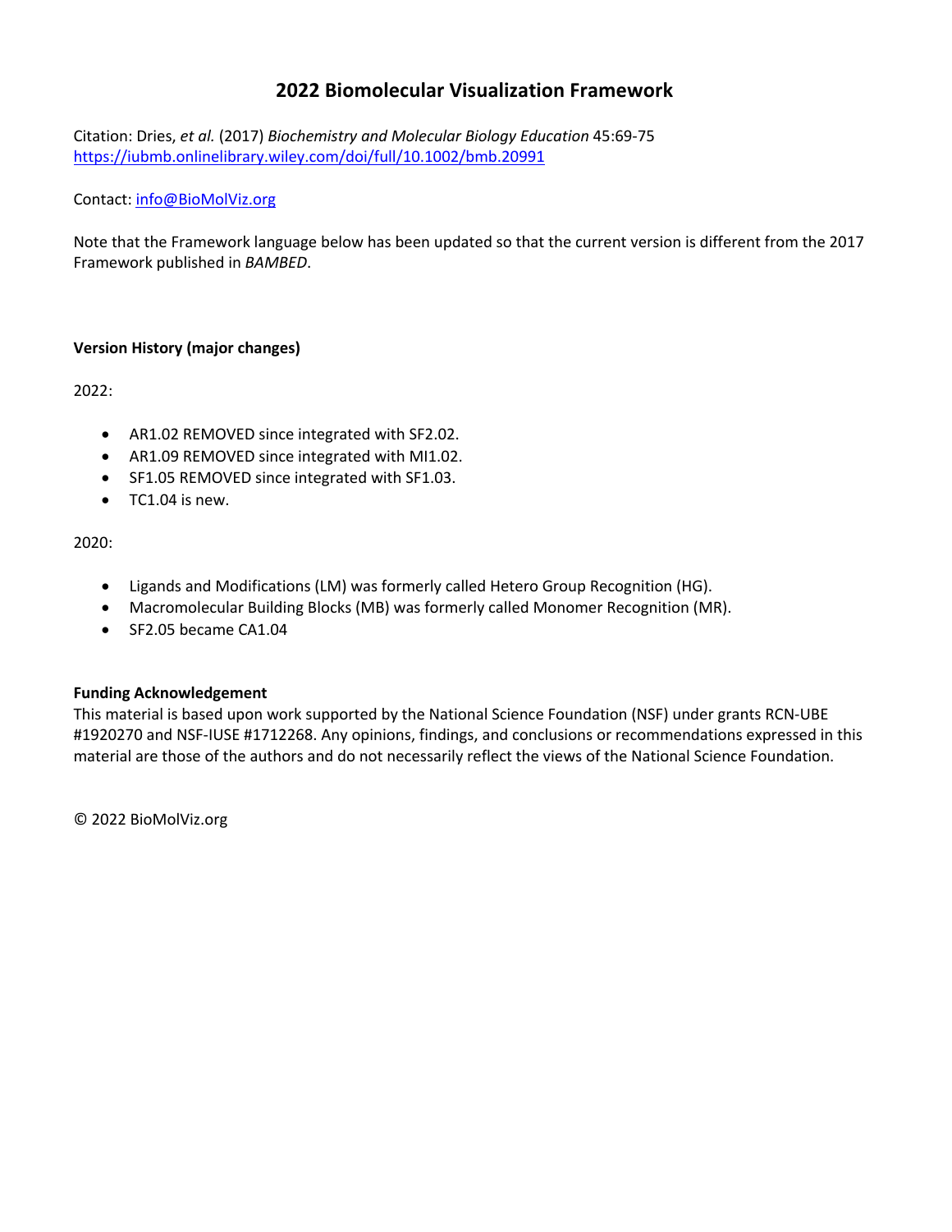# 2022 Biomolecular Visualization Framework

Citation: Dries, *et al.* (2017) *Biochemistry and Molecular Biology Education* 45:69-75
https://iubmb.onlinelibrary.wiley.com/doi/full/10.1002/bmb.20991

Contact: info@BioMolViz.org

Note that the Framework language below has been updated so that the current version is different from the 2017 Framework published in *BAMBED*.

**Version History (major changes)**

2022:

- AR1.02 REMOVED since integrated with SF2.02.
- AR1.09 REMOVED since integrated with MI1.02.
- SF1.05 REMOVED since integrated with SF1.03.
- TC1.04 is new.

2020:

- Ligands and Modifications (LM) was formerly called Hetero Group Recognition (HG).
- Macromolecular Building Blocks (MB) was formerly called Monomer Recognition (MR).
- SF2.05 became CA1.04

**Funding Acknowledgement**
This material is based upon work supported by the National Science Foundation (NSF) under grants RCN-UBE #1920270 and NSF-IUSE #1712268. Any opinions, findings, and conclusions or recommendations expressed in this material are those of the authors and do not necessarily reflect the views of the National Science Foundation.

© 2022 BioMolViz.org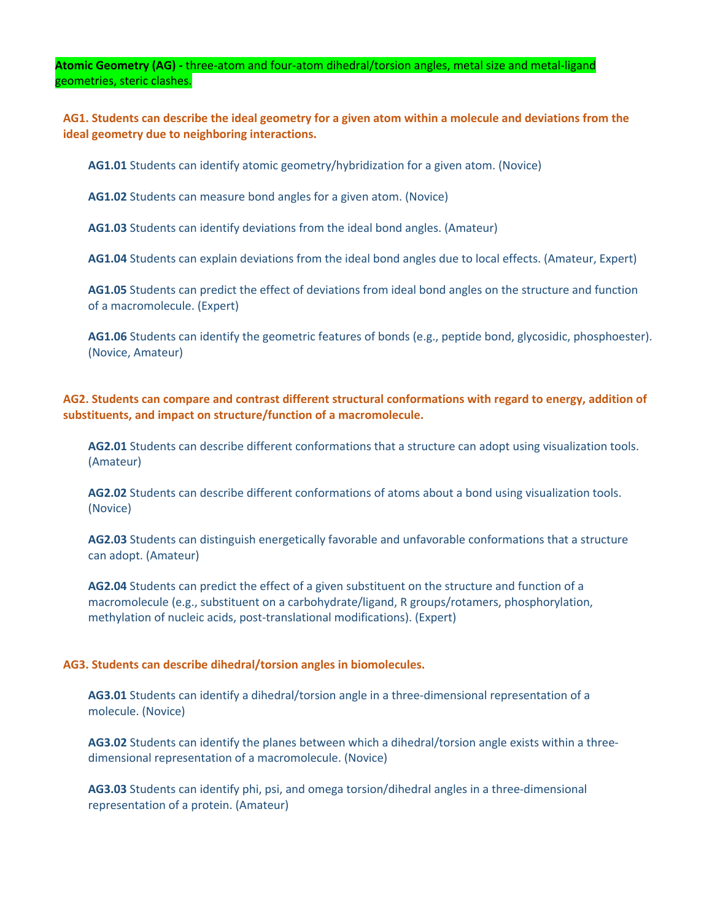**Atomic Geometry (AG) -** three-atom and four-atom dihedral/torsion angles, metal size and metal-ligand geometries, steric clashes.

**AG1. Students can describe the ideal geometry for a given atom within a molecule and deviations from the ideal geometry due to neighboring interactions.**

**AG1.01** Students can identify atomic geometry/hybridization for a given atom. (Novice)

**AG1.02** Students can measure bond angles for a given atom. (Novice)

**AG1.03** Students can identify deviations from the ideal bond angles. (Amateur)

**AG1.04** Students can explain deviations from the ideal bond angles due to local effects. (Amateur, Expert)

**AG1.05** Students can predict the effect of deviations from ideal bond angles on the structure and function of a macromolecule. (Expert)

**AG1.06** Students can identify the geometric features of bonds (e.g., peptide bond, glycosidic, phosphoester). (Novice, Amateur)

**AG2. Students can compare and contrast different structural conformations with regard to energy, addition of substituents, and impact on structure/function of a macromolecule.**

**AG2.01** Students can describe different conformations that a structure can adopt using visualization tools. (Amateur)

**AG2.02** Students can describe different conformations of atoms about a bond using visualization tools. (Novice)

**AG2.03** Students can distinguish energetically favorable and unfavorable conformations that a structure can adopt. (Amateur)

**AG2.04** Students can predict the effect of a given substituent on the structure and function of a macromolecule (e.g., substituent on a carbohydrate/ligand, R groups/rotamers, phosphorylation, methylation of nucleic acids, post-translational modifications). (Expert)

**AG3. Students can describe dihedral/torsion angles in biomolecules.**

**AG3.01** Students can identify a dihedral/torsion angle in a three-dimensional representation of a molecule. (Novice)

**AG3.02** Students can identify the planes between which a dihedral/torsion angle exists within a three-dimensional representation of a macromolecule. (Novice)

**AG3.03** Students can identify phi, psi, and omega torsion/dihedral angles in a three-dimensional representation of a protein. (Amateur)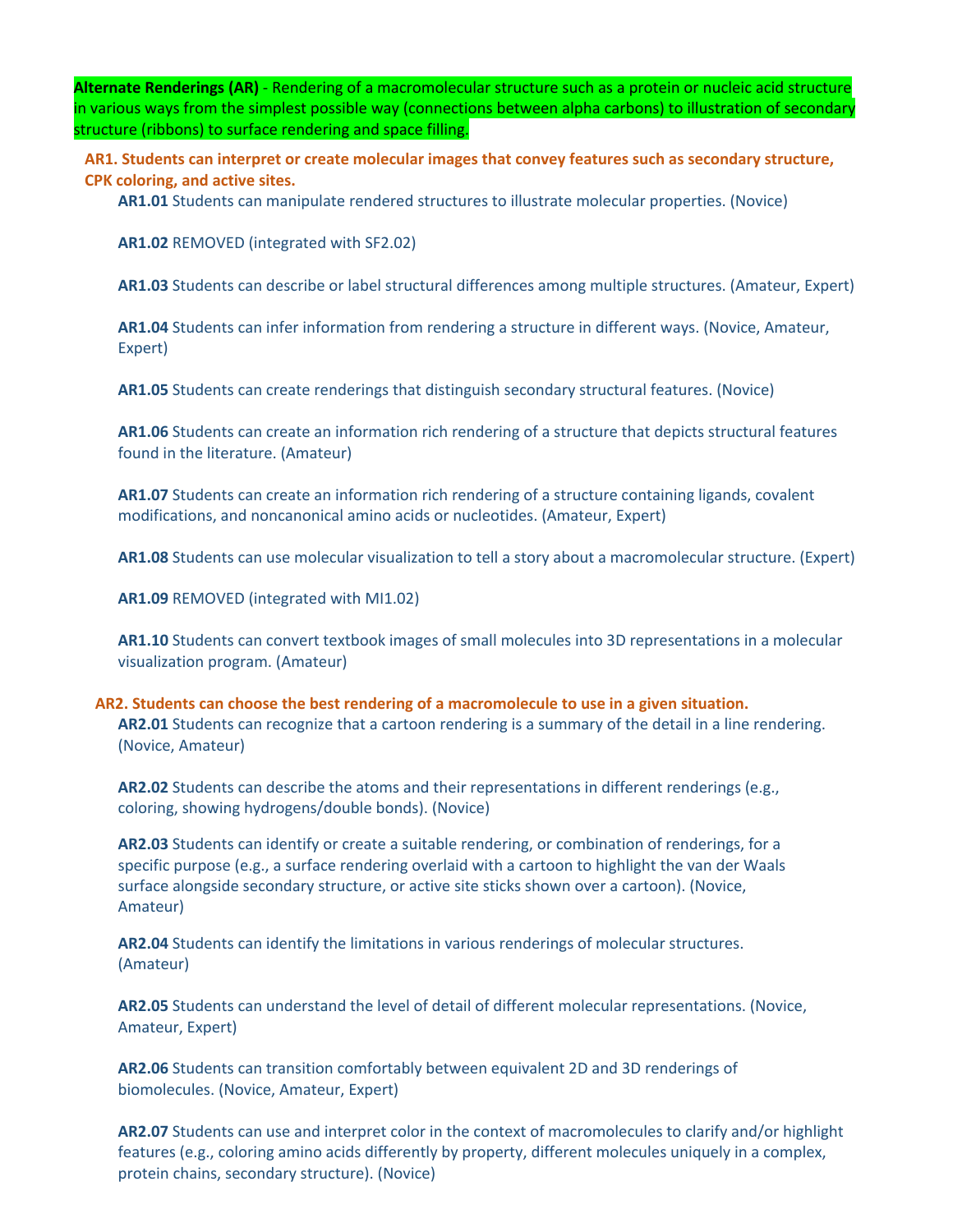**Alternate Renderings (AR)** - Rendering of a macromolecular structure such as a protein or nucleic acid structure in various ways from the simplest possible way (connections between alpha carbons) to illustration of secondary structure (ribbons) to surface rendering and space filling.

**AR1. Students can interpret or create molecular images that convey features such as secondary structure, CPK coloring, and active sites.**

**AR1.01** Students can manipulate rendered structures to illustrate molecular properties. (Novice)

**AR1.02** REMOVED (integrated with SF2.02)

**AR1.03** Students can describe or label structural differences among multiple structures. (Amateur, Expert)

**AR1.04** Students can infer information from rendering a structure in different ways. (Novice, Amateur, Expert)

**AR1.05** Students can create renderings that distinguish secondary structural features. (Novice)

**AR1.06** Students can create an information rich rendering of a structure that depicts structural features found in the literature. (Amateur)

**AR1.07** Students can create an information rich rendering of a structure containing ligands, covalent modifications, and noncanonical amino acids or nucleotides. (Amateur, Expert)

**AR1.08** Students can use molecular visualization to tell a story about a macromolecular structure. (Expert)

**AR1.09** REMOVED (integrated with MI1.02)

**AR1.10** Students can convert textbook images of small molecules into 3D representations in a molecular visualization program. (Amateur)

**AR2. Students can choose the best rendering of a macromolecule to use in a given situation.**

**AR2.01** Students can recognize that a cartoon rendering is a summary of the detail in a line rendering. (Novice, Amateur)

**AR2.02** Students can describe the atoms and their representations in different renderings (e.g., coloring, showing hydrogens/double bonds). (Novice)

**AR2.03** Students can identify or create a suitable rendering, or combination of renderings, for a specific purpose (e.g., a surface rendering overlaid with a cartoon to highlight the van der Waals surface alongside secondary structure, or active site sticks shown over a cartoon). (Novice, Amateur)

**AR2.04** Students can identify the limitations in various renderings of molecular structures. (Amateur)

**AR2.05** Students can understand the level of detail of different molecular representations. (Novice, Amateur, Expert)

**AR2.06** Students can transition comfortably between equivalent 2D and 3D renderings of biomolecules. (Novice, Amateur, Expert)

**AR2.07** Students can use and interpret color in the context of macromolecules to clarify and/or highlight features (e.g., coloring amino acids differently by property, different molecules uniquely in a complex, protein chains, secondary structure). (Novice)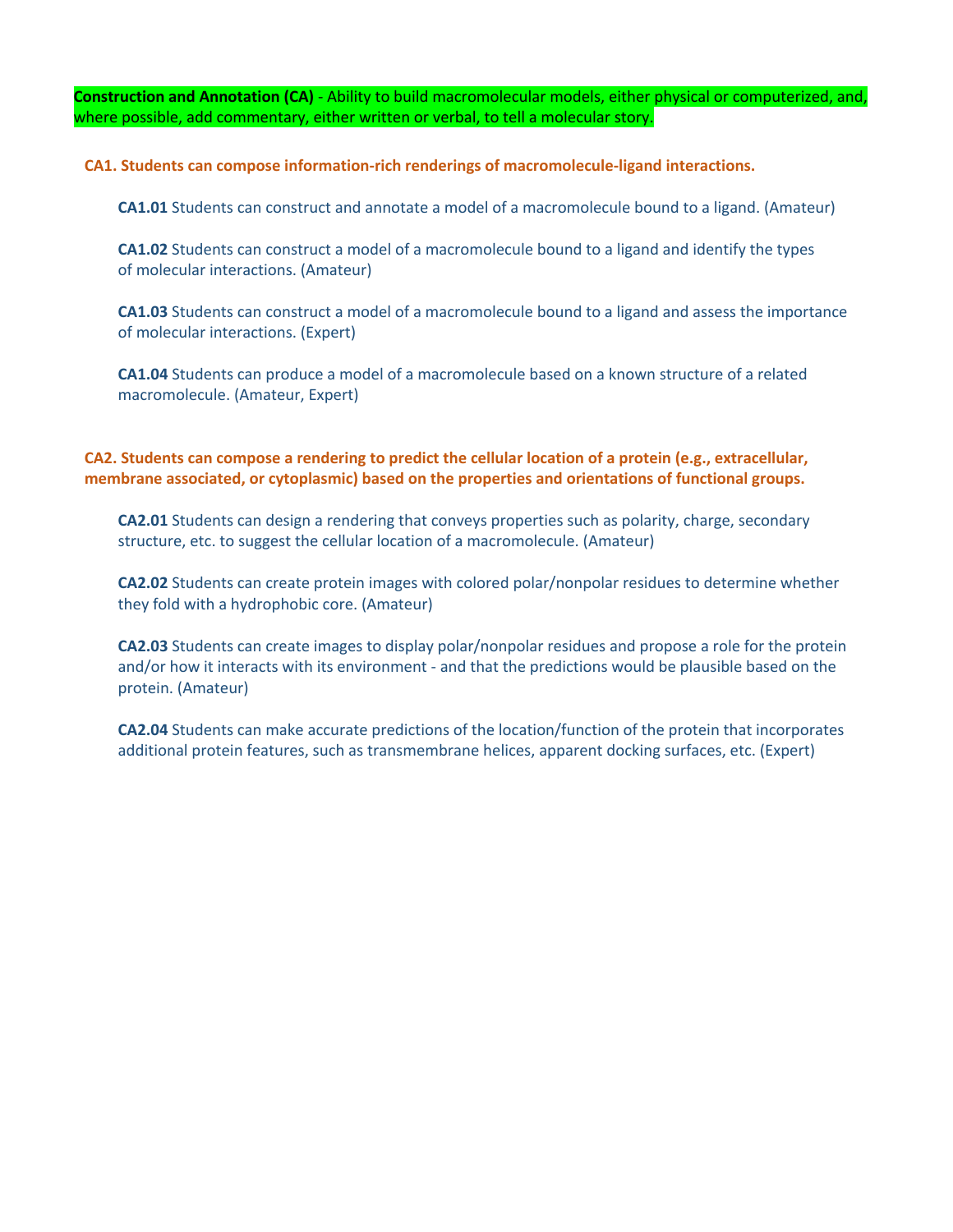**Construction and Annotation (CA)** - Ability to build macromolecular models, either physical or computerized, and, where possible, add commentary, either written or verbal, to tell a molecular story.

### CA1. Students can compose information-rich renderings of macromolecule-ligand interactions.

**CA1.01** Students can construct and annotate a model of a macromolecule bound to a ligand. (Amateur)

**CA1.02** Students can construct a model of a macromolecule bound to a ligand and identify the types of molecular interactions. (Amateur)

**CA1.03** Students can construct a model of a macromolecule bound to a ligand and assess the importance of molecular interactions. (Expert)

**CA1.04** Students can produce a model of a macromolecule based on a known structure of a related macromolecule. (Amateur, Expert)

### CA2. Students can compose a rendering to predict the cellular location of a protein (e.g., extracellular, membrane associated, or cytoplasmic) based on the properties and orientations of functional groups.

**CA2.01** Students can design a rendering that conveys properties such as polarity, charge, secondary structure, etc. to suggest the cellular location of a macromolecule. (Amateur)

**CA2.02** Students can create protein images with colored polar/nonpolar residues to determine whether they fold with a hydrophobic core. (Amateur)

**CA2.03** Students can create images to display polar/nonpolar residues and propose a role for the protein and/or how it interacts with its environment - and that the predictions would be plausible based on the protein. (Amateur)

**CA2.04** Students can make accurate predictions of the location/function of the protein that incorporates additional protein features, such as transmembrane helices, apparent docking surfaces, etc. (Expert)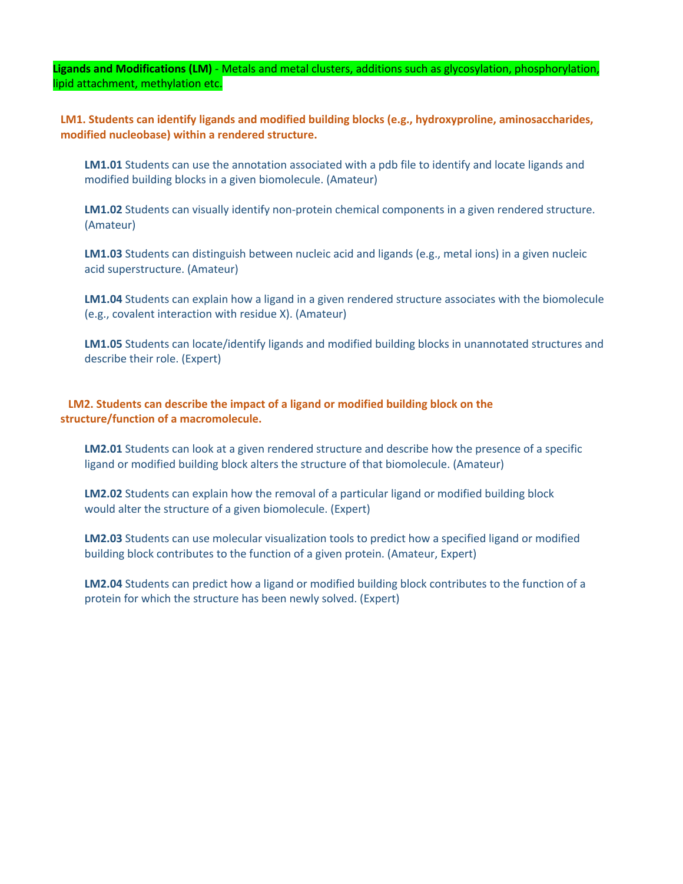**Ligands and Modifications (LM)** - Metals and metal clusters, additions such as glycosylation, phosphorylation, lipid attachment, methylation etc.

**LM1. Students can identify ligands and modified building blocks (e.g., hydroxyproline, aminosaccharides, modified nucleobase) within a rendered structure.**

**LM1.01** Students can use the annotation associated with a pdb file to identify and locate ligands and modified building blocks in a given biomolecule. (Amateur)

**LM1.02** Students can visually identify non-protein chemical components in a given rendered structure. (Amateur)

**LM1.03** Students can distinguish between nucleic acid and ligands (e.g., metal ions) in a given nucleic acid superstructure. (Amateur)

**LM1.04** Students can explain how a ligand in a given rendered structure associates with the biomolecule (e.g., covalent interaction with residue X). (Amateur)

**LM1.05** Students can locate/identify ligands and modified building blocks in unannotated structures and describe their role. (Expert)

**LM2. Students can describe the impact of a ligand or modified building block on the structure/function of a macromolecule.**

**LM2.01** Students can look at a given rendered structure and describe how the presence of a specific ligand or modified building block alters the structure of that biomolecule. (Amateur)

**LM2.02** Students can explain how the removal of a particular ligand or modified building block would alter the structure of a given biomolecule. (Expert)

**LM2.03** Students can use molecular visualization tools to predict how a specified ligand or modified building block contributes to the function of a given protein. (Amateur, Expert)

**LM2.04** Students can predict how a ligand or modified building block contributes to the function of a protein for which the structure has been newly solved. (Expert)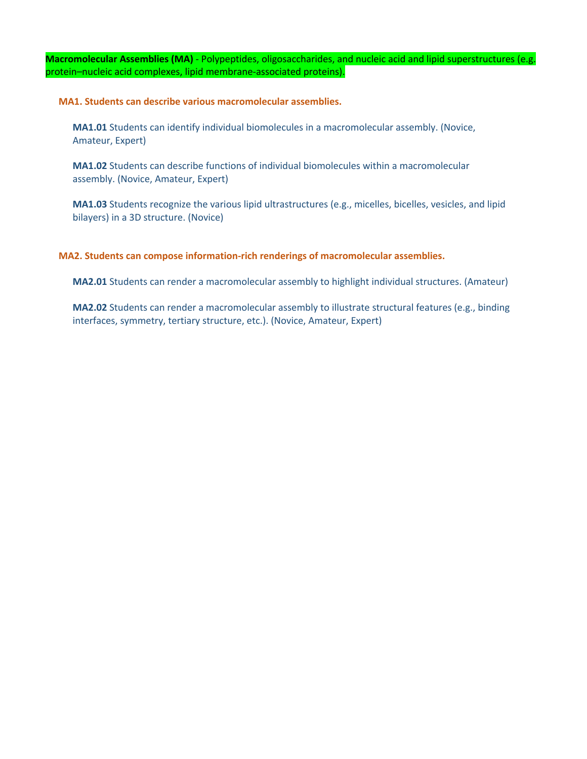**Macromolecular Assemblies (MA)** - Polypeptides, oligosaccharides, and nucleic acid and lipid superstructures (e.g. protein–nucleic acid complexes, lipid membrane-associated proteins).

### MA1. Students can describe various macromolecular assemblies.

**MA1.01** Students can identify individual biomolecules in a macromolecular assembly. (Novice, Amateur, Expert)

**MA1.02** Students can describe functions of individual biomolecules within a macromolecular assembly. (Novice, Amateur, Expert)

**MA1.03** Students recognize the various lipid ultrastructures (e.g., micelles, bicelles, vesicles, and lipid bilayers) in a 3D structure. (Novice)

### MA2. Students can compose information-rich renderings of macromolecular assemblies.

**MA2.01** Students can render a macromolecular assembly to highlight individual structures. (Amateur)

**MA2.02** Students can render a macromolecular assembly to illustrate structural features (e.g., binding interfaces, symmetry, tertiary structure, etc.). (Novice, Amateur, Expert)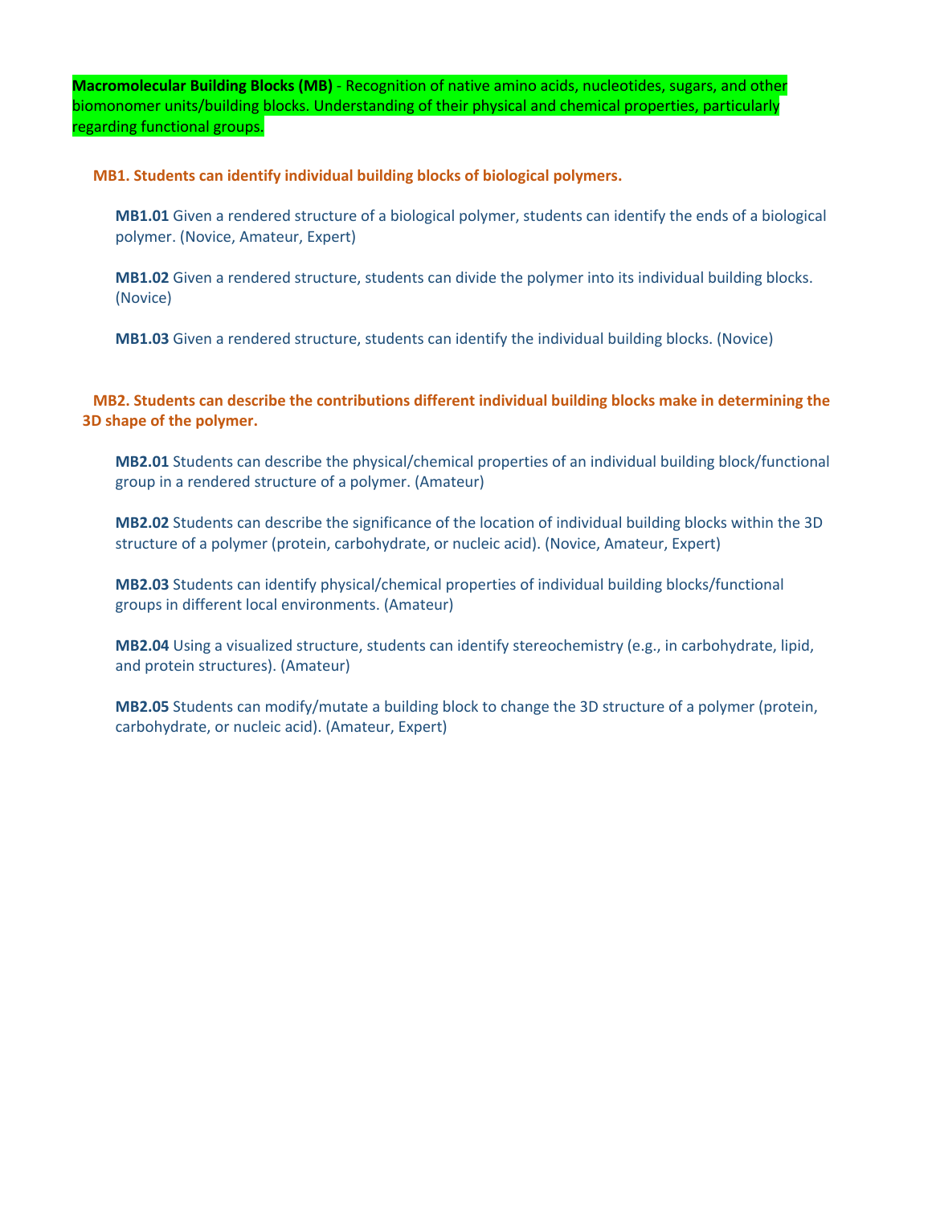**Macromolecular Building Blocks (MB)** - Recognition of native amino acids, nucleotides, sugars, and other biomonomer units/building blocks. Understanding of their physical and chemical properties, particularly regarding functional groups.

## MB1. Students can identify individual building blocks of biological polymers.

**MB1.01** Given a rendered structure of a biological polymer, students can identify the ends of a biological polymer. (Novice, Amateur, Expert)

**MB1.02** Given a rendered structure, students can divide the polymer into its individual building blocks. (Novice)

**MB1.03** Given a rendered structure, students can identify the individual building blocks. (Novice)

## MB2. Students can describe the contributions different individual building blocks make in determining the 3D shape of the polymer.

**MB2.01** Students can describe the physical/chemical properties of an individual building block/functional group in a rendered structure of a polymer. (Amateur)

**MB2.02** Students can describe the significance of the location of individual building blocks within the 3D structure of a polymer (protein, carbohydrate, or nucleic acid). (Novice, Amateur, Expert)

**MB2.03** Students can identify physical/chemical properties of individual building blocks/functional groups in different local environments. (Amateur)

**MB2.04** Using a visualized structure, students can identify stereochemistry (e.g., in carbohydrate, lipid, and protein structures). (Amateur)

**MB2.05** Students can modify/mutate a building block to change the 3D structure of a polymer (protein, carbohydrate, or nucleic acid). (Amateur, Expert)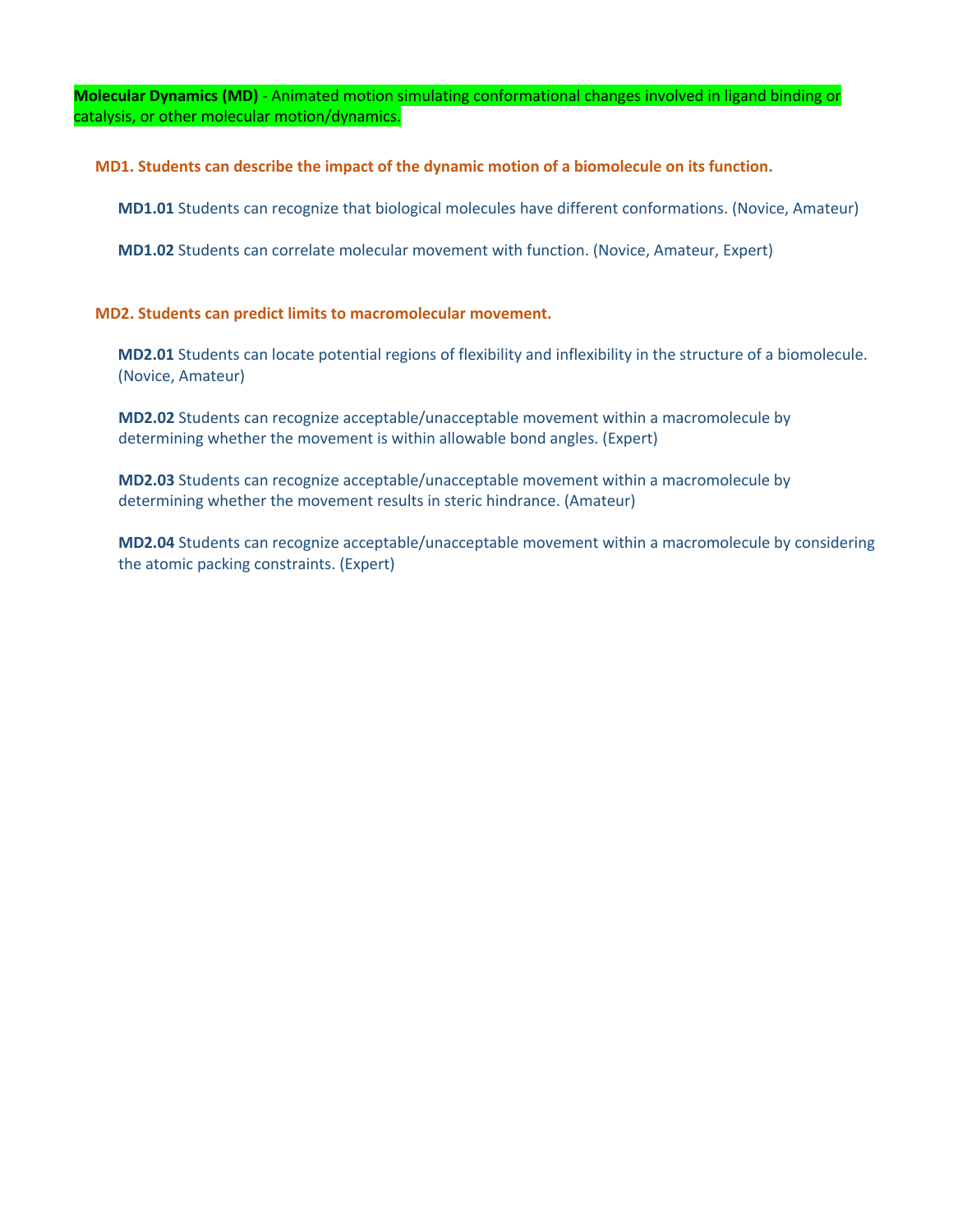**Molecular Dynamics (MD)** - Animated motion simulating conformational changes involved in ligand binding or catalysis, or other molecular motion/dynamics.

**MD1. Students can describe the impact of the dynamic motion of a biomolecule on its function.**

**MD1.01** Students can recognize that biological molecules have different conformations. (Novice, Amateur)

**MD1.02** Students can correlate molecular movement with function. (Novice, Amateur, Expert)

**MD2. Students can predict limits to macromolecular movement.**

**MD2.01** Students can locate potential regions of flexibility and inflexibility in the structure of a biomolecule. (Novice, Amateur)

**MD2.02** Students can recognize acceptable/unacceptable movement within a macromolecule by determining whether the movement is within allowable bond angles. (Expert)

**MD2.03** Students can recognize acceptable/unacceptable movement within a macromolecule by determining whether the movement results in steric hindrance. (Amateur)

**MD2.04** Students can recognize acceptable/unacceptable movement within a macromolecule by considering the atomic packing constraints. (Expert)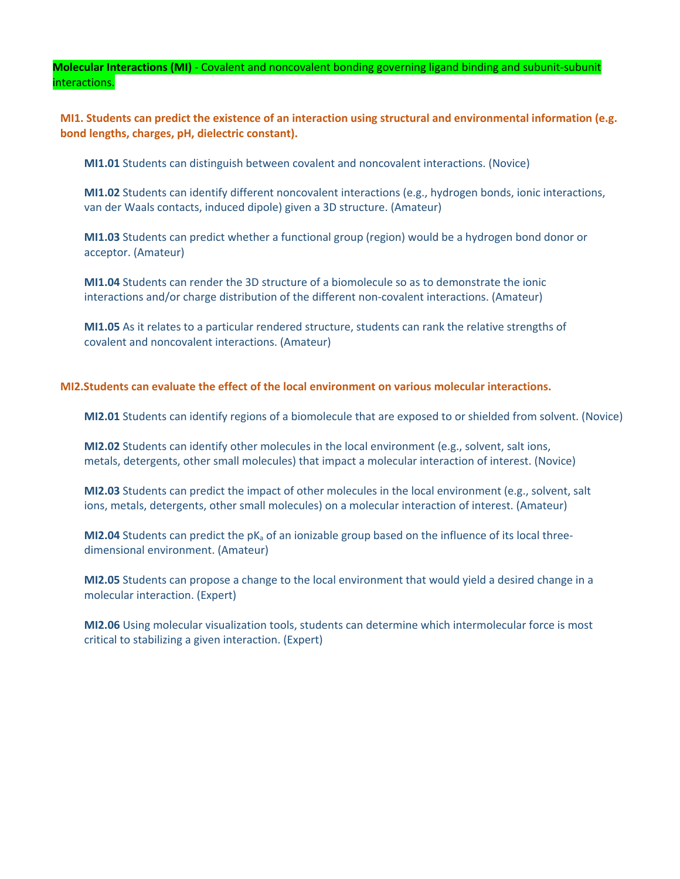**Molecular Interactions (MI)** - Covalent and noncovalent bonding governing ligand binding and subunit-subunit interactions.

### MI1. Students can predict the existence of an interaction using structural and environmental information (e.g. bond lengths, charges, pH, dielectric constant).

**MI1.01** Students can distinguish between covalent and noncovalent interactions. (Novice)

**MI1.02** Students can identify different noncovalent interactions (e.g., hydrogen bonds, ionic interactions, van der Waals contacts, induced dipole) given a 3D structure. (Amateur)

**MI1.03** Students can predict whether a functional group (region) would be a hydrogen bond donor or acceptor. (Amateur)

**MI1.04** Students can render the 3D structure of a biomolecule so as to demonstrate the ionic interactions and/or charge distribution of the different non-covalent interactions. (Amateur)

**MI1.05** As it relates to a particular rendered structure, students can rank the relative strengths of covalent and noncovalent interactions. (Amateur)

### MI2.Students can evaluate the effect of the local environment on various molecular interactions.

**MI2.01** Students can identify regions of a biomolecule that are exposed to or shielded from solvent. (Novice)

**MI2.02** Students can identify other molecules in the local environment (e.g., solvent, salt ions, metals, detergents, other small molecules) that impact a molecular interaction of interest. (Novice)

**MI2.03** Students can predict the impact of other molecules in the local environment (e.g., solvent, salt ions, metals, detergents, other small molecules) on a molecular interaction of interest. (Amateur)

**MI2.04** Students can predict the $pK_a$ of an ionizable group based on the influence of its local three-dimensional environment. (Amateur)

**MI2.05** Students can propose a change to the local environment that would yield a desired change in a molecular interaction. (Expert)

**MI2.06** Using molecular visualization tools, students can determine which intermolecular force is most critical to stabilizing a given interaction. (Expert)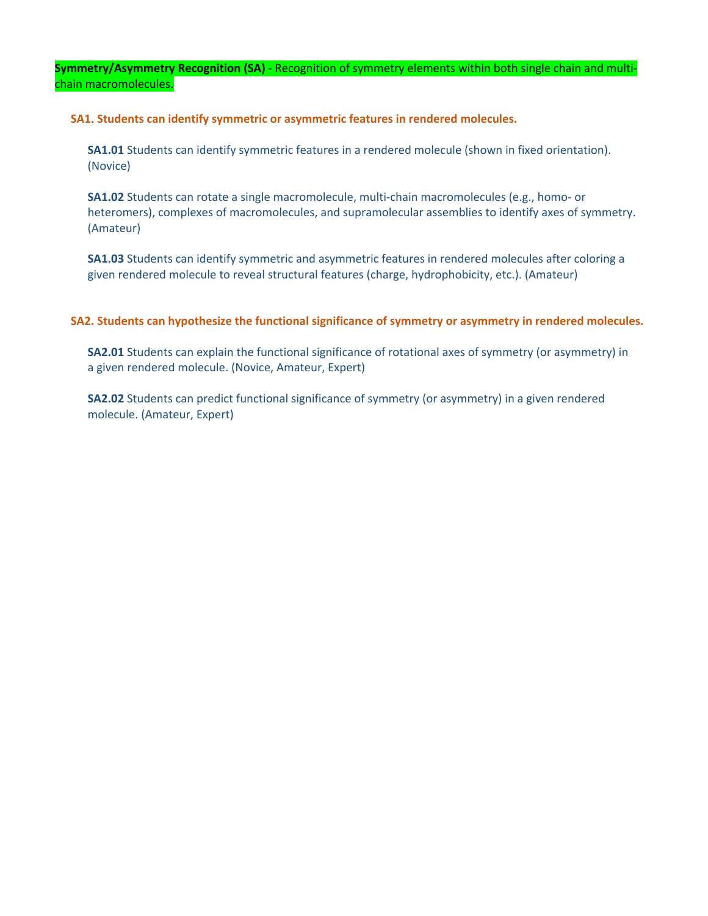**Symmetry/Asymmetry Recognition (SA)** - Recognition of symmetry elements within both single chain and multi-chain macromolecules.

### SA1. Students can identify symmetric or asymmetric features in rendered molecules.

**SA1.01** Students can identify symmetric features in a rendered molecule (shown in fixed orientation). (Novice)

**SA1.02** Students can rotate a single macromolecule, multi-chain macromolecules (e.g., homo- or heteromers), complexes of macromolecules, and supramolecular assemblies to identify axes of symmetry. (Amateur)

**SA1.03** Students can identify symmetric and asymmetric features in rendered molecules after coloring a given rendered molecule to reveal structural features (charge, hydrophobicity, etc.). (Amateur)

### SA2. Students can hypothesize the functional significance of symmetry or asymmetry in rendered molecules.

**SA2.01** Students can explain the functional significance of rotational axes of symmetry (or asymmetry) in a given rendered molecule. (Novice, Amateur, Expert)

**SA2.02** Students can predict functional significance of symmetry (or asymmetry) in a given rendered molecule. (Amateur, Expert)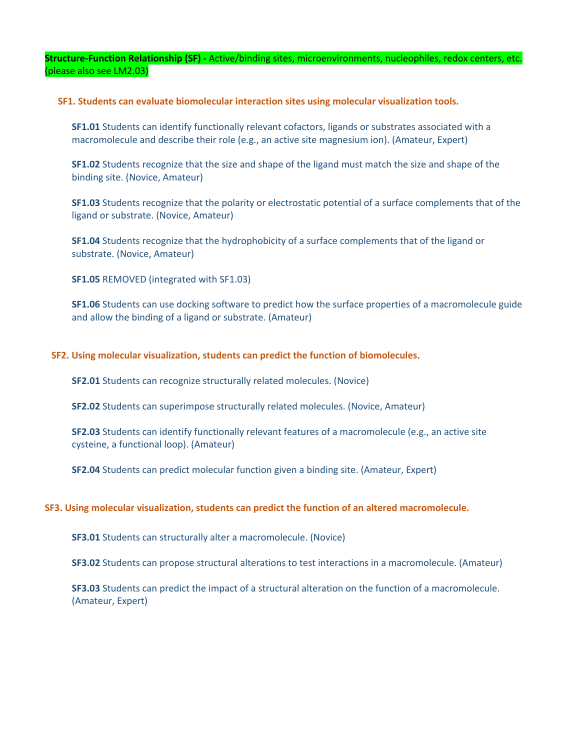**Structure-Function Relationship (SF) -** Active/binding sites, microenvironments, nucleophiles, redox centers, etc. (please also see LM2.03)

### SF1. Students can evaluate biomolecular interaction sites using molecular visualization tools.

**SF1.01** Students can identify functionally relevant cofactors, ligands or substrates associated with a macromolecule and describe their role (e.g., an active site magnesium ion). (Amateur, Expert)

**SF1.02** Students recognize that the size and shape of the ligand must match the size and shape of the binding site. (Novice, Amateur)

**SF1.03** Students recognize that the polarity or electrostatic potential of a surface complements that of the ligand or substrate. (Novice, Amateur)

**SF1.04** Students recognize that the hydrophobicity of a surface complements that of the ligand or substrate. (Novice, Amateur)

**SF1.05** REMOVED (integrated with SF1.03)

**SF1.06** Students can use docking software to predict how the surface properties of a macromolecule guide and allow the binding of a ligand or substrate. (Amateur)

### SF2. Using molecular visualization, students can predict the function of biomolecules.

**SF2.01** Students can recognize structurally related molecules. (Novice)

**SF2.02** Students can superimpose structurally related molecules. (Novice, Amateur)

**SF2.03** Students can identify functionally relevant features of a macromolecule (e.g., an active site cysteine, a functional loop). (Amateur)

**SF2.04** Students can predict molecular function given a binding site. (Amateur, Expert)

### SF3. Using molecular visualization, students can predict the function of an altered macromolecule.

**SF3.01** Students can structurally alter a macromolecule. (Novice)

**SF3.02** Students can propose structural alterations to test interactions in a macromolecule. (Amateur)

**SF3.03** Students can predict the impact of a structural alteration on the function of a macromolecule. (Amateur, Expert)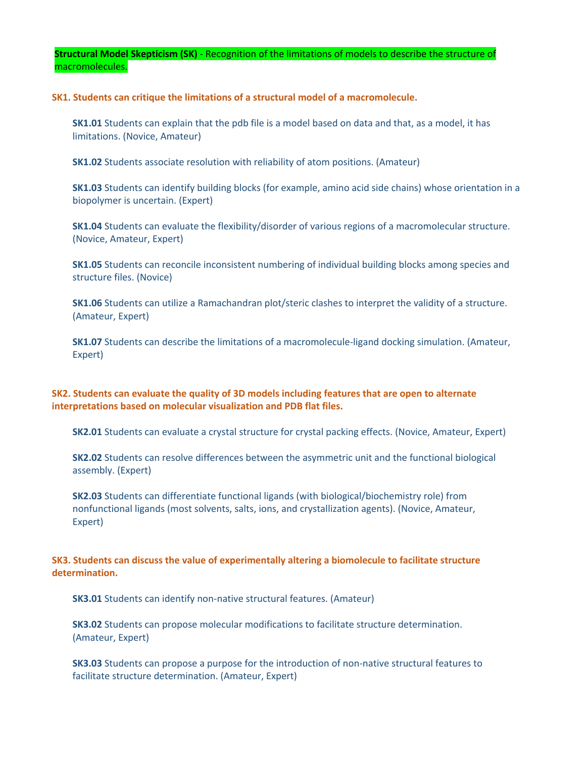**Structural Model Skepticism (SK)** - Recognition of the limitations of models to describe the structure of macromolecules.

### SK1. Students can critique the limitations of a structural model of a macromolecule.

**SK1.01** Students can explain that the pdb file is a model based on data and that, as a model, it has limitations. (Novice, Amateur)

**SK1.02** Students associate resolution with reliability of atom positions. (Amateur)

**SK1.03** Students can identify building blocks (for example, amino acid side chains) whose orientation in a biopolymer is uncertain. (Expert)

**SK1.04** Students can evaluate the flexibility/disorder of various regions of a macromolecular structure. (Novice, Amateur, Expert)

**SK1.05** Students can reconcile inconsistent numbering of individual building blocks among species and structure files. (Novice)

**SK1.06** Students can utilize a Ramachandran plot/steric clashes to interpret the validity of a structure. (Amateur, Expert)

**SK1.07** Students can describe the limitations of a macromolecule-ligand docking simulation. (Amateur, Expert)

### SK2. Students can evaluate the quality of 3D models including features that are open to alternate interpretations based on molecular visualization and PDB flat files.

**SK2.01** Students can evaluate a crystal structure for crystal packing effects. (Novice, Amateur, Expert)

**SK2.02** Students can resolve differences between the asymmetric unit and the functional biological assembly. (Expert)

**SK2.03** Students can differentiate functional ligands (with biological/biochemistry role) from nonfunctional ligands (most solvents, salts, ions, and crystallization agents). (Novice, Amateur, Expert)

### SK3. Students can discuss the value of experimentally altering a biomolecule to facilitate structure determination.

**SK3.01** Students can identify non-native structural features. (Amateur)

**SK3.02** Students can propose molecular modifications to facilitate structure determination. (Amateur, Expert)

**SK3.03** Students can propose a purpose for the introduction of non-native structural features to facilitate structure determination. (Amateur, Expert)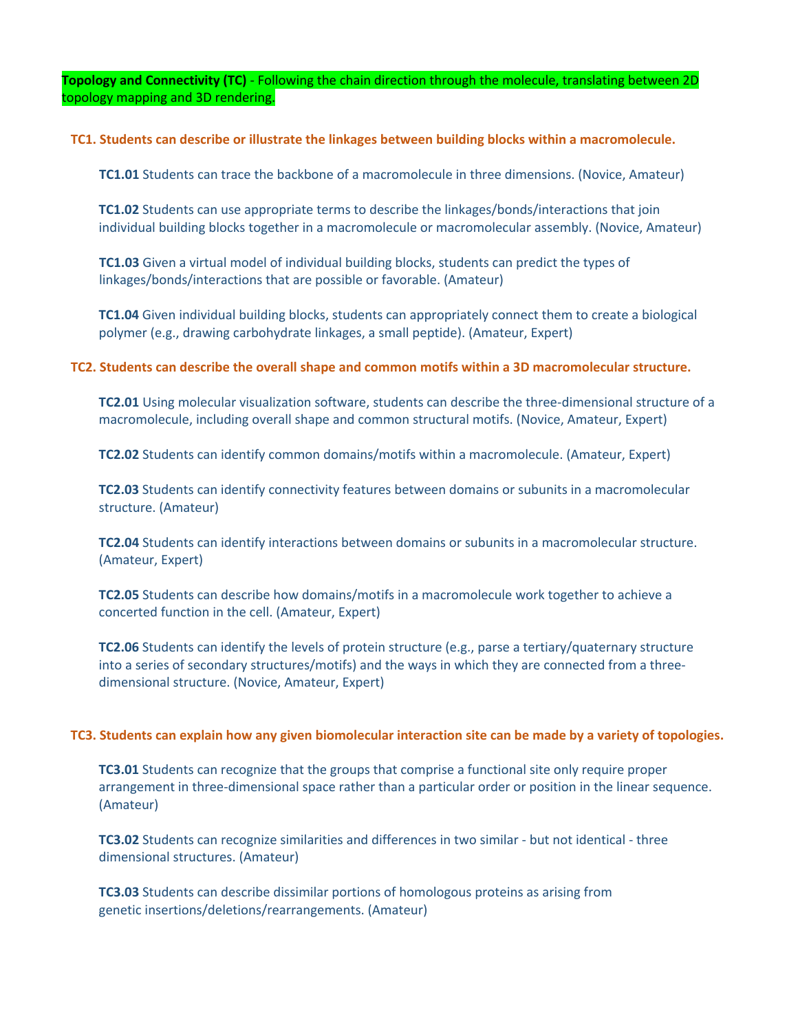**Topology and Connectivity (TC)** - Following the chain direction through the molecule, translating between 2D topology mapping and 3D rendering.

### TC1. Students can describe or illustrate the linkages between building blocks within a macromolecule.

**TC1.01** Students can trace the backbone of a macromolecule in three dimensions. (Novice, Amateur)

**TC1.02** Students can use appropriate terms to describe the linkages/bonds/interactions that join individual building blocks together in a macromolecule or macromolecular assembly. (Novice, Amateur)

**TC1.03** Given a virtual model of individual building blocks, students can predict the types of linkages/bonds/interactions that are possible or favorable. (Amateur)

**TC1.04** Given individual building blocks, students can appropriately connect them to create a biological polymer (e.g., drawing carbohydrate linkages, a small peptide). (Amateur, Expert)

### TC2. Students can describe the overall shape and common motifs within a 3D macromolecular structure.

**TC2.01** Using molecular visualization software, students can describe the three-dimensional structure of a macromolecule, including overall shape and common structural motifs. (Novice, Amateur, Expert)

**TC2.02** Students can identify common domains/motifs within a macromolecule. (Amateur, Expert)

**TC2.03** Students can identify connectivity features between domains or subunits in a macromolecular structure. (Amateur)

**TC2.04** Students can identify interactions between domains or subunits in a macromolecular structure. (Amateur, Expert)

**TC2.05** Students can describe how domains/motifs in a macromolecule work together to achieve a concerted function in the cell. (Amateur, Expert)

**TC2.06** Students can identify the levels of protein structure (e.g., parse a tertiary/quaternary structure into a series of secondary structures/motifs) and the ways in which they are connected from a three-dimensional structure. (Novice, Amateur, Expert)

### TC3. Students can explain how any given biomolecular interaction site can be made by a variety of topologies.

**TC3.01** Students can recognize that the groups that comprise a functional site only require proper arrangement in three-dimensional space rather than a particular order or position in the linear sequence. (Amateur)

**TC3.02** Students can recognize similarities and differences in two similar - but not identical - three dimensional structures. (Amateur)

**TC3.03** Students can describe dissimilar portions of homologous proteins as arising from genetic insertions/deletions/rearrangements. (Amateur)